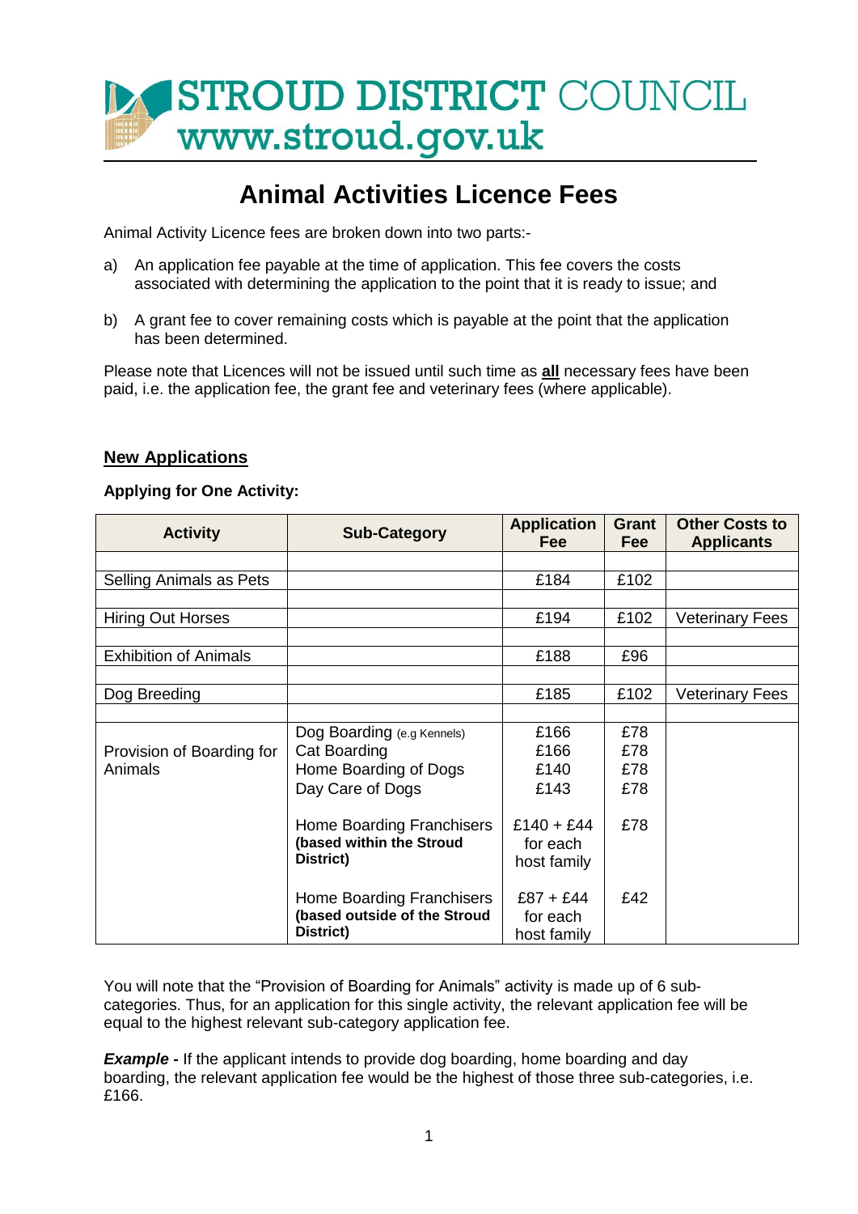# STROUD DISTRICT COUNCIL
www.stroud.gov.uk

# Animal Activities Licence Fees

Animal Activity Licence fees are broken down into two parts:-

a) An application fee payable at the time of application. This fee covers the costs associated with determining the application to the point that it is ready to issue; and

b) A grant fee to cover remaining costs which is payable at the point that the application has been determined.

Please note that Licences will not be issued until such time as **all** necessary fees have been paid, i.e. the application fee, the grant fee and veterinary fees (where applicable).

## New Applications

**Applying for One Activity:**

| Activity | Sub-Category | Application Fee | Grant Fee | Other Costs to Applicants |
|---|---|---|---|---|
| Selling Animals as Pets | | £184 | £102 | |
| Hiring Out Horses | | £194 | £102 | Veterinary Fees |
| Exhibition of Animals | | £188 | £96 | |
| Dog Breeding | | £185 | £102 | Veterinary Fees |
| Provision of Boarding for Animals | Dog Boarding (e.g Kennels) | £166 | £78 | |
| | Cat Boarding | £166 | £78 | |
| | Home Boarding of Dogs | £140 | £78 | |
| | Day Care of Dogs | £143 | £78 | |
| | Home Boarding Franchisers **(based within the Stroud District)** | £140 + £44 for each host family | £78 | |
| | Home Boarding Franchisers **(based outside of the Stroud District)** | £87 + £44 for each host family | £42 | |

You will note that the "Provision of Boarding for Animals" activity is made up of 6 sub-categories. Thus, for an application for this single activity, the relevant application fee will be equal to the highest relevant sub-category application fee.

***Example*** **-** If the applicant intends to provide dog boarding, home boarding and day boarding, the relevant application fee would be the highest of those three sub-categories, i.e. £166.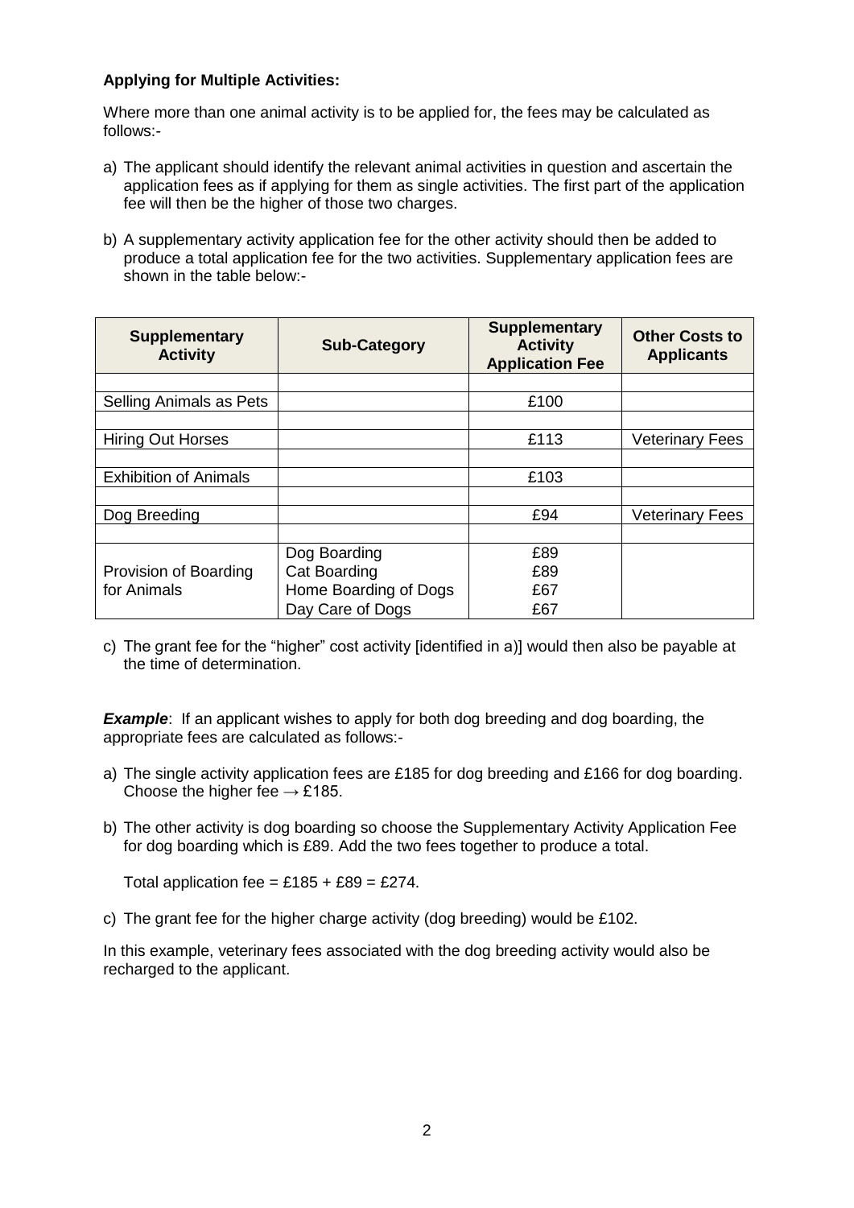**Applying for Multiple Activities:**

Where more than one animal activity is to be applied for, the fees may be calculated as follows:-

a) The applicant should identify the relevant animal activities in question and ascertain the application fees as if applying for them as single activities. The first part of the application fee will then be the higher of those two charges.

b) A supplementary activity application fee for the other activity should then be added to produce a total application fee for the two activities. Supplementary application fees are shown in the table below:-

| Supplementary Activity | Sub-Category | Supplementary Activity Application Fee | Other Costs to Applicants |
|---|---|---|---|
| Selling Animals as Pets | | £100 | |
| Hiring Out Horses | | £113 | Veterinary Fees |
| Exhibition of Animals | | £103 | |
| Dog Breeding | | £94 | Veterinary Fees |
| Provision of Boarding for Animals | Dog Boarding | £89 | |
| | Cat Boarding | £89 | |
| | Home Boarding of Dogs | £67 | |
| | Day Care of Dogs | £67 | |

c) The grant fee for the "higher" cost activity [identified in a)] would then also be payable at the time of determination.

***Example***: If an applicant wishes to apply for both dog breeding and dog boarding, the appropriate fees are calculated as follows:-

a) The single activity application fees are £185 for dog breeding and £166 for dog boarding. Choose the higher fee → £185.

b) The other activity is dog boarding so choose the Supplementary Activity Application Fee for dog boarding which is £89. Add the two fees together to produce a total.

   Total application fee = £185 + £89 = £274.

c) The grant fee for the higher charge activity (dog breeding) would be £102.

In this example, veterinary fees associated with the dog breeding activity would also be recharged to the applicant.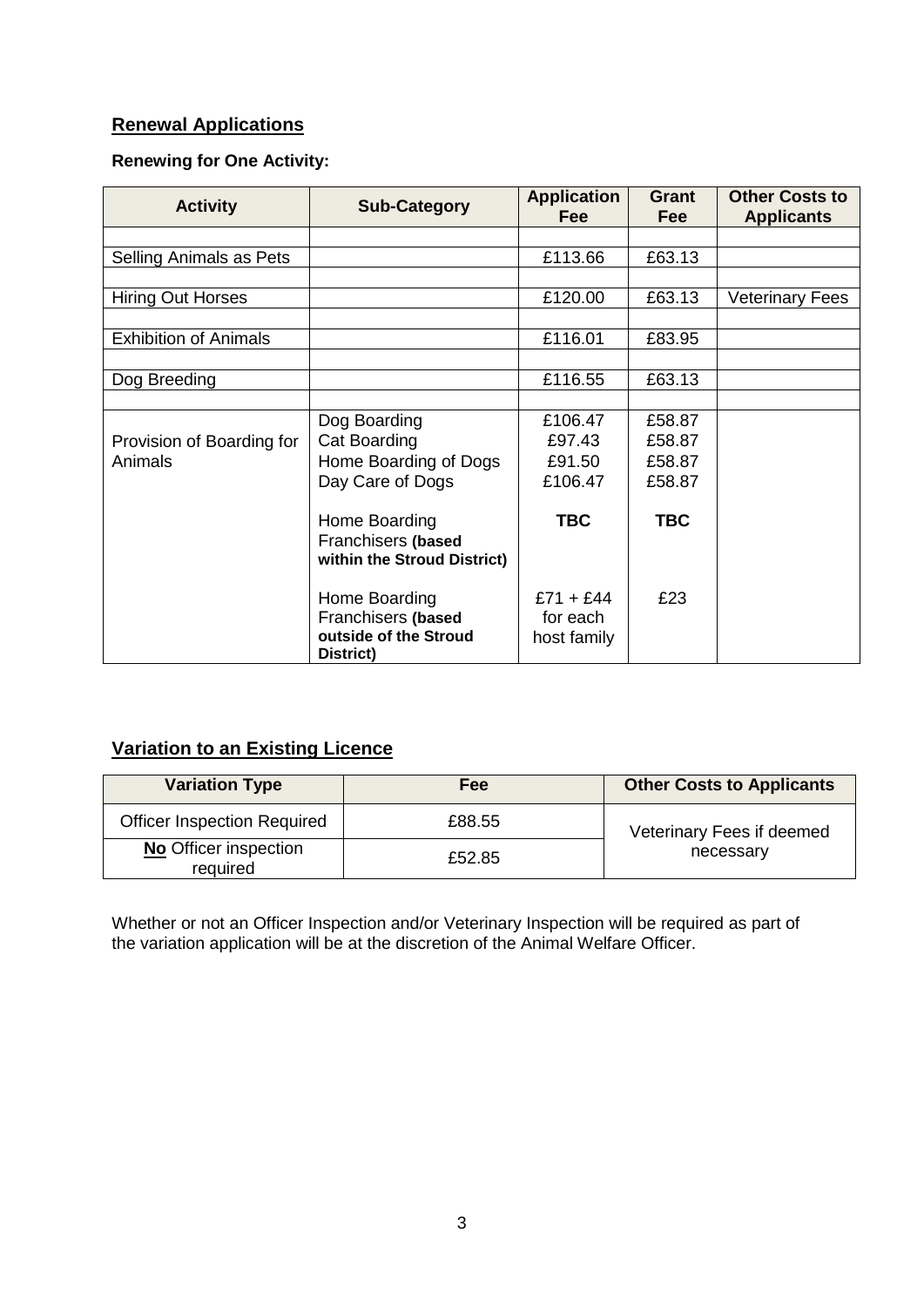## Renewal Applications

**Renewing for One Activity:**

| Activity | Sub-Category | Application Fee | Grant Fee | Other Costs to Applicants |
|---|---|---|---|---|
| | | | | |
| Selling Animals as Pets | | £113.66 | £63.13 | |
| | | | | |
| Hiring Out Horses | | £120.00 | £63.13 | Veterinary Fees |
| | | | | |
| Exhibition of Animals | | £116.01 | £83.95 | |
| | | | | |
| Dog Breeding | | £116.55 | £63.13 | |
| | | | | |
| Provision of Boarding for Animals | Dog Boarding | £106.47 | £58.87 | |
| | Cat Boarding | £97.43 | £58.87 | |
| | Home Boarding of Dogs | £91.50 | £58.87 | |
| | Day Care of Dogs | £106.47 | £58.87 | |
| | Home Boarding Franchisers **(based within the Stroud District)** | **TBC** | **TBC** | |
| | Home Boarding Franchisers **(based outside of the Stroud District)** | £71 + £44 for each host family | £23 | |

## Variation to an Existing Licence

| Variation Type | Fee | Other Costs to Applicants |
|---|---|---|
| Officer Inspection Required | £88.55 | Veterinary Fees if deemed necessary |
| **No** Officer inspection required | £52.85 | |

Whether or not an Officer Inspection and/or Veterinary Inspection will be required as part of the variation application will be at the discretion of the Animal Welfare Officer.